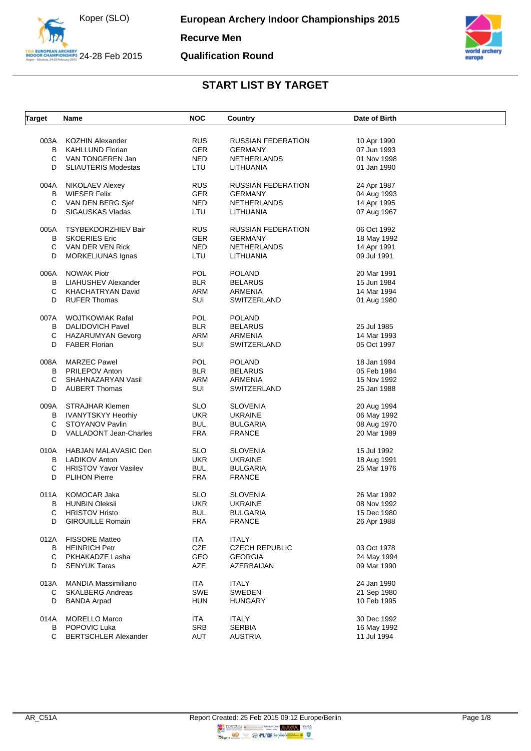# European Archery Indoor Championships 2015

Koper (SLO)

24-28 Feb 2015

**Recurve Men**

**Qualification Round**

## START LIST BY TARGET

| Target | Name | NOC | Country | Date of Birth |
|---|---|---|---|---|
| 003A | KOZHIN Alexander | RUS | RUSSIAN FEDERATION | 10 Apr 1990 |
| B | KAHLLUND Florian | GER | GERMANY | 07 Jun 1993 |
| C | VAN TONGEREN Jan | NED | NETHERLANDS | 01 Nov 1998 |
| D | SLIAUTERIS Modestas | LTU | LITHUANIA | 01 Jan 1990 |
| 004A | NIKOLAEV Alexey | RUS | RUSSIAN FEDERATION | 24 Apr 1987 |
| B | WIESER Felix | GER | GERMANY | 04 Aug 1993 |
| C | VAN DEN BERG Sjef | NED | NETHERLANDS | 14 Apr 1995 |
| D | SIGAUSKAS Vladas | LTU | LITHUANIA | 07 Aug 1967 |
| 005A | TSYBEKDORZHIEV Bair | RUS | RUSSIAN FEDERATION | 06 Oct 1992 |
| B | SKOERIES Eric | GER | GERMANY | 18 May 1992 |
| C | VAN DER VEN Rick | NED | NETHERLANDS | 14 Apr 1991 |
| D | MORKELIUNAS Ignas | LTU | LITHUANIA | 09 Jul 1991 |
| 006A | NOWAK Piotr | POL | POLAND | 20 Mar 1991 |
| B | LIAHUSHEV Alexander | BLR | BELARUS | 15 Jun 1984 |
| C | KHACHATRYAN David | ARM | ARMENIA | 14 Mar 1994 |
| D | RUFER Thomas | SUI | SWITZERLAND | 01 Aug 1980 |
| 007A | WOJTKOWIAK Rafal | POL | POLAND | |
| B | DALIDOVICH Pavel | BLR | BELARUS | 25 Jul 1985 |
| C | HAZARUMYAN Gevorg | ARM | ARMENIA | 14 Mar 1993 |
| D | FABER Florian | SUI | SWITZERLAND | 05 Oct 1997 |
| 008A | MARZEC Pawel | POL | POLAND | 18 Jan 1994 |
| B | PRILEPOV Anton | BLR | BELARUS | 05 Feb 1984 |
| C | SHAHNAZARYAN Vasil | ARM | ARMENIA | 15 Nov 1992 |
| D | AUBERT Thomas | SUI | SWITZERLAND | 25 Jan 1988 |
| 009A | STRAJHAR Klemen | SLO | SLOVENIA | 20 Aug 1994 |
| B | IVANYTSKYY Heorhiy | UKR | UKRAINE | 06 May 1992 |
| C | STOYANOV Pavlin | BUL | BULGARIA | 08 Aug 1970 |
| D | VALLADONT Jean-Charles | FRA | FRANCE | 20 Mar 1989 |
| 010A | HABJAN MALAVASIC Den | SLO | SLOVENIA | 15 Jul 1992 |
| B | LADIKOV Anton | UKR | UKRAINE | 18 Aug 1991 |
| C | HRISTOV Yavor Vasilev | BUL | BULGARIA | 25 Mar 1976 |
| D | PLIHON Pierre | FRA | FRANCE | |
| 011A | KOMOCAR Jaka | SLO | SLOVENIA | 26 Mar 1992 |
| B | HUNBIN Oleksii | UKR | UKRAINE | 08 Nov 1992 |
| C | HRISTOV Hristo | BUL | BULGARIA | 15 Dec 1980 |
| D | GIROUILLE Romain | FRA | FRANCE | 26 Apr 1988 |
| 012A | FISSORE Matteo | ITA | ITALY | |
| B | HEINRICH Petr | CZE | CZECH REPUBLIC | 03 Oct 1978 |
| C | PKHAKADZE Lasha | GEO | GEORGIA | 24 May 1994 |
| D | SENYUK Taras | AZE | AZERBAIJAN | 09 Mar 1990 |
| 013A | MANDIA Massimiliano | ITA | ITALY | 24 Jan 1990 |
| C | SKALBERG Andreas | SWE | SWEDEN | 21 Sep 1980 |
| D | BANDA Arpad | HUN | HUNGARY | 10 Feb 1995 |
| 014A | MORELLO Marco | ITA | ITALY | 30 Dec 1992 |
| B | POPOVIC Luka | SRB | SERBIA | 16 May 1992 |
| C | BERTSCHLER Alexander | AUT | AUSTRIA | 11 Jul 1994 |

AR_C51A

Report Created: 25 Feb 2015 09:12 Europe/Berlin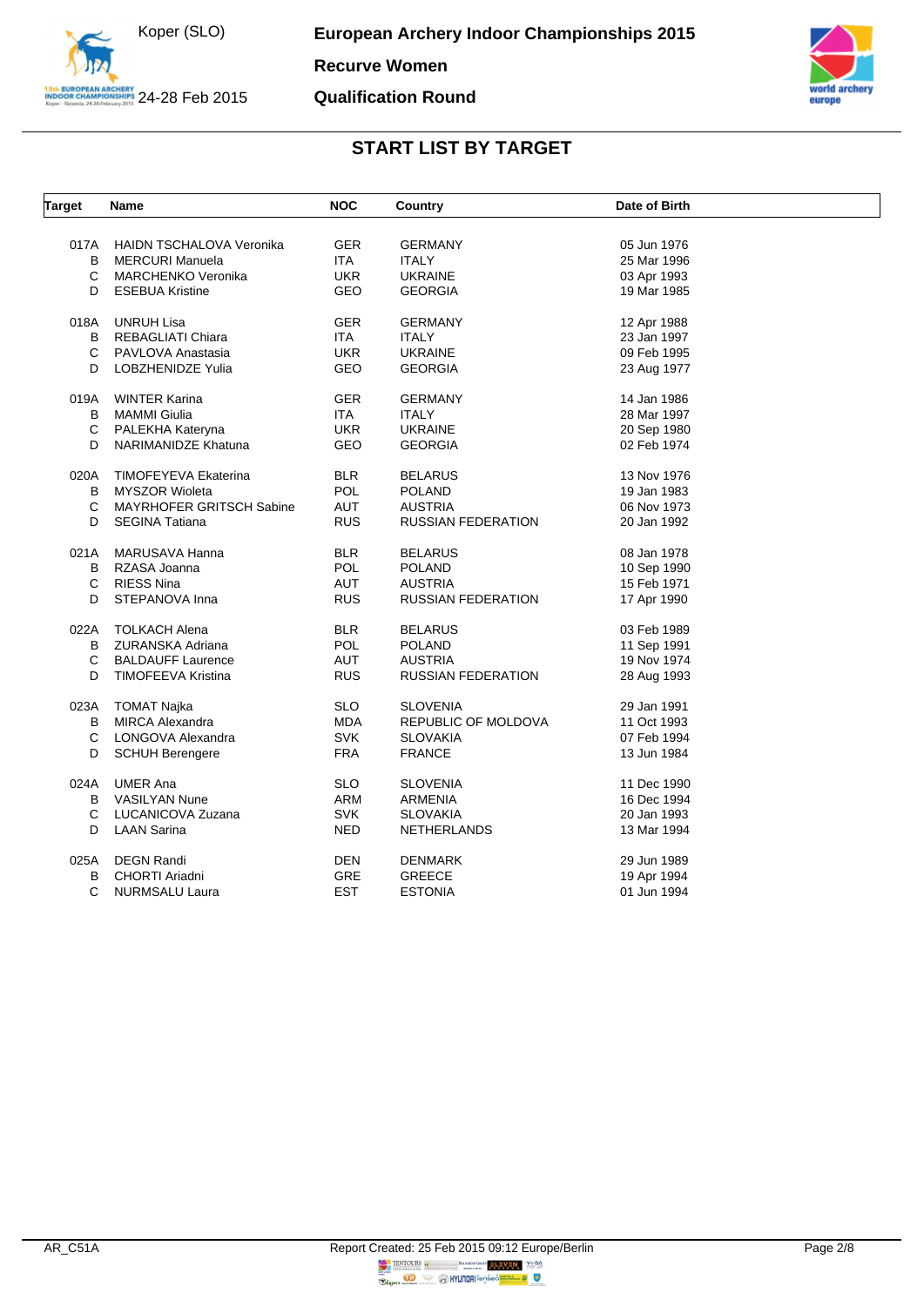## START LIST BY TARGET

| Target | Name | NOC | Country | Date of Birth |
|---|---|---|---|---|
| 017A | HAIDN TSCHALOVA Veronika | GER | GERMANY | 05 Jun 1976 |
| B | MERCURI Manuela | ITA | ITALY | 25 Mar 1996 |
| C | MARCHENKO Veronika | UKR | UKRAINE | 03 Apr 1993 |
| D | ESEBUA Kristine | GEO | GEORGIA | 19 Mar 1985 |
| 018A | UNRUH Lisa | GER | GERMANY | 12 Apr 1988 |
| B | REBAGLIATI Chiara | ITA | ITALY | 23 Jan 1997 |
| C | PAVLOVA Anastasia | UKR | UKRAINE | 09 Feb 1995 |
| D | LOBZHENIDZE Yulia | GEO | GEORGIA | 23 Aug 1977 |
| 019A | WINTER Karina | GER | GERMANY | 14 Jan 1986 |
| B | MAMMI Giulia | ITA | ITALY | 28 Mar 1997 |
| C | PALEKHA Kateryna | UKR | UKRAINE | 20 Sep 1980 |
| D | NARIMANIDZE Khatuna | GEO | GEORGIA | 02 Feb 1974 |
| 020A | TIMOFEYEVA Ekaterina | BLR | BELARUS | 13 Nov 1976 |
| B | MYSZOR Wioleta | POL | POLAND | 19 Jan 1983 |
| C | MAYRHOFER GRITSCH Sabine | AUT | AUSTRIA | 06 Nov 1973 |
| D | SEGINA Tatiana | RUS | RUSSIAN FEDERATION | 20 Jan 1992 |
| 021A | MARUSAVA Hanna | BLR | BELARUS | 08 Jan 1978 |
| B | RZASA Joanna | POL | POLAND | 10 Sep 1990 |
| C | RIESS Nina | AUT | AUSTRIA | 15 Feb 1971 |
| D | STEPANOVA Inna | RUS | RUSSIAN FEDERATION | 17 Apr 1990 |
| 022A | TOLKACH Alena | BLR | BELARUS | 03 Feb 1989 |
| B | ZURANSKA Adriana | POL | POLAND | 11 Sep 1991 |
| C | BALDAUFF Laurence | AUT | AUSTRIA | 19 Nov 1974 |
| D | TIMOFEEVA Kristina | RUS | RUSSIAN FEDERATION | 28 Aug 1993 |
| 023A | TOMAT Najka | SLO | SLOVENIA | 29 Jan 1991 |
| B | MIRCA Alexandra | MDA | REPUBLIC OF MOLDOVA | 11 Oct 1993 |
| C | LONGOVA Alexandra | SVK | SLOVAKIA | 07 Feb 1994 |
| D | SCHUH Berengere | FRA | FRANCE | 13 Jun 1984 |
| 024A | UMER Ana | SLO | SLOVENIA | 11 Dec 1990 |
| B | VASILYAN Nune | ARM | ARMENIA | 16 Dec 1994 |
| C | LUCANICOVA Zuzana | SVK | SLOVAKIA | 20 Jan 1993 |
| D | LAAN Sarina | NED | NETHERLANDS | 13 Mar 1994 |
| 025A | DEGN Randi | DEN | DENMARK | 29 Jun 1989 |
| B | CHORTI Ariadni | GRE | GREECE | 19 Apr 1994 |
| C | NURMSALU Laura | EST | ESTONIA | 01 Jun 1994 |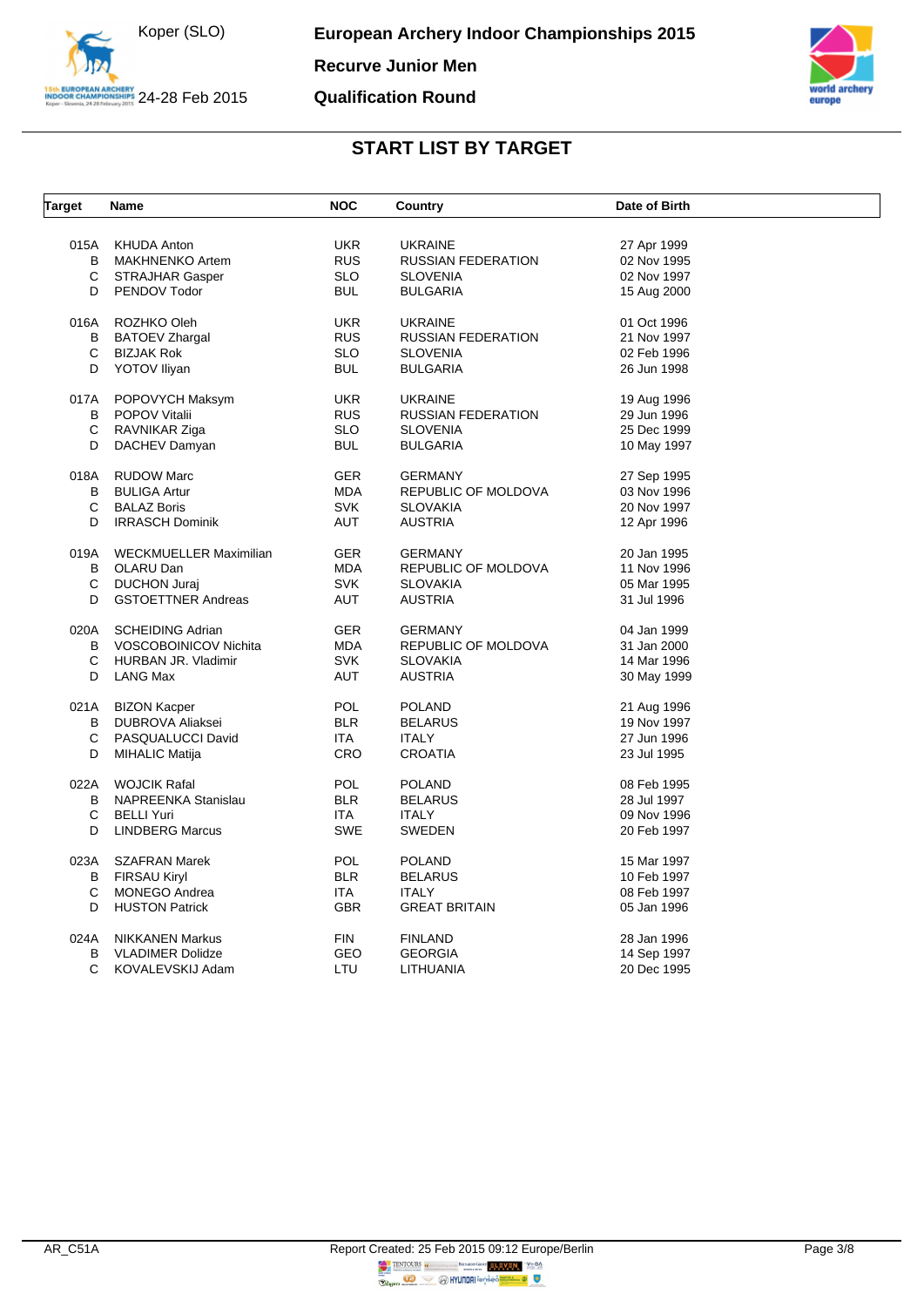# European Archery Indoor Championships 2015

## Recurve Junior Men

## Qualification Round

Koper (SLO)

24-28 Feb 2015

## START LIST BY TARGET

| Target | Name | NOC | Country | Date of Birth |
|---|---|---|---|---|
| 015A | KHUDA Anton | UKR | UKRAINE | 27 Apr 1999 |
| B | MAKHNENKO Artem | RUS | RUSSIAN FEDERATION | 02 Nov 1995 |
| C | STRAJHAR Gasper | SLO | SLOVENIA | 02 Nov 1997 |
| D | PENDOV Todor | BUL | BULGARIA | 15 Aug 2000 |
| 016A | ROZHKO Oleh | UKR | UKRAINE | 01 Oct 1996 |
| B | BATOEV Zhargal | RUS | RUSSIAN FEDERATION | 21 Nov 1997 |
| C | BIZJAK Rok | SLO | SLOVENIA | 02 Feb 1996 |
| D | YOTOV Iliyan | BUL | BULGARIA | 26 Jun 1998 |
| 017A | POPOVYCH Maksym | UKR | UKRAINE | 19 Aug 1996 |
| B | POPOV Vitalii | RUS | RUSSIAN FEDERATION | 29 Jun 1996 |
| C | RAVNIKAR Ziga | SLO | SLOVENIA | 25 Dec 1999 |
| D | DACHEV Damyan | BUL | BULGARIA | 10 May 1997 |
| 018A | RUDOW Marc | GER | GERMANY | 27 Sep 1995 |
| B | BULIGA Artur | MDA | REPUBLIC OF MOLDOVA | 03 Nov 1996 |
| C | BALAZ Boris | SVK | SLOVAKIA | 20 Nov 1997 |
| D | IRRASCH Dominik | AUT | AUSTRIA | 12 Apr 1996 |
| 019A | WECKMUELLER Maximilian | GER | GERMANY | 20 Jan 1995 |
| B | OLARU Dan | MDA | REPUBLIC OF MOLDOVA | 11 Nov 1996 |
| C | DUCHON Juraj | SVK | SLOVAKIA | 05 Mar 1995 |
| D | GSTOETTNER Andreas | AUT | AUSTRIA | 31 Jul 1996 |
| 020A | SCHEIDING Adrian | GER | GERMANY | 04 Jan 1999 |
| B | VOSCOBOINICOV Nichita | MDA | REPUBLIC OF MOLDOVA | 31 Jan 2000 |
| C | HURBAN JR. Vladimir | SVK | SLOVAKIA | 14 Mar 1996 |
| D | LANG Max | AUT | AUSTRIA | 30 May 1999 |
| 021A | BIZON Kacper | POL | POLAND | 21 Aug 1996 |
| B | DUBROVA Aliaksei | BLR | BELARUS | 19 Nov 1997 |
| C | PASQUALUCCI David | ITA | ITALY | 27 Jun 1996 |
| D | MIHALIC Matija | CRO | CROATIA | 23 Jul 1995 |
| 022A | WOJCIK Rafal | POL | POLAND | 08 Feb 1995 |
| B | NAPREENKA Stanislau | BLR | BELARUS | 28 Jul 1997 |
| C | BELLI Yuri | ITA | ITALY | 09 Nov 1996 |
| D | LINDBERG Marcus | SWE | SWEDEN | 20 Feb 1997 |
| 023A | SZAFRAN Marek | POL | POLAND | 15 Mar 1997 |
| B | FIRSAU Kiryl | BLR | BELARUS | 10 Feb 1997 |
| C | MONEGO Andrea | ITA | ITALY | 08 Feb 1997 |
| D | HUSTON Patrick | GBR | GREAT BRITAIN | 05 Jan 1996 |
| 024A | NIKKANEN Markus | FIN | FINLAND | 28 Jan 1996 |
| B | VLADIMER Dolidze | GEO | GEORGIA | 14 Sep 1997 |
| C | KOVALEVSKIJ Adam | LTU | LITHUANIA | 20 Dec 1995 |

AR_C51A Report Created: 25 Feb 2015 09:12 Europe/Berlin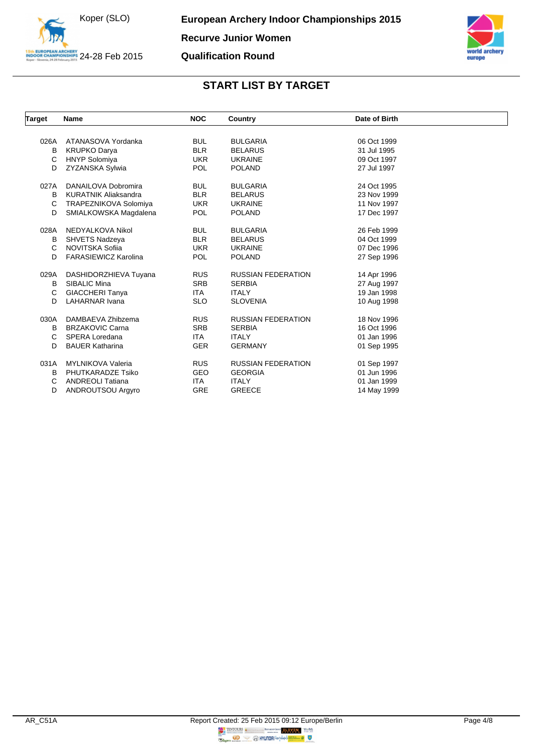# START LIST BY TARGET

| Target | Name | NOC | Country | Date of Birth |
|---|---|---|---|---|
| 026A | ATANASOVA Yordanka | BUL | BULGARIA | 06 Oct 1999 |
| B | KRUPKO Darya | BLR | BELARUS | 31 Jul 1995 |
| C | HNYP Solomiya | UKR | UKRAINE | 09 Oct 1997 |
| D | ZYZANSKA Sylwia | POL | POLAND | 27 Jul 1997 |
| 027A | DANAILOVA Dobromira | BUL | BULGARIA | 24 Oct 1995 |
| B | KURATNIK Aliaksandra | BLR | BELARUS | 23 Nov 1999 |
| C | TRAPEZNIKOVA Solomiya | UKR | UKRAINE | 11 Nov 1997 |
| D | SMIALKOWSKA Magdalena | POL | POLAND | 17 Dec 1997 |
| 028A | NEDYALKOVA Nikol | BUL | BULGARIA | 26 Feb 1999 |
| B | SHVETS Nadzeya | BLR | BELARUS | 04 Oct 1999 |
| C | NOVITSKA Sofiia | UKR | UKRAINE | 07 Dec 1996 |
| D | FARASIEWICZ Karolina | POL | POLAND | 27 Sep 1996 |
| 029A | DASHIDORZHIEVA Tuyana | RUS | RUSSIAN FEDERATION | 14 Apr 1996 |
| B | SIBALIC Mina | SRB | SERBIA | 27 Aug 1997 |
| C | GIACCHERI Tanya | ITA | ITALY | 19 Jan 1998 |
| D | LAHARNAR Ivana | SLO | SLOVENIA | 10 Aug 1998 |
| 030A | DAMBAEVA Zhibzema | RUS | RUSSIAN FEDERATION | 18 Nov 1996 |
| B | BRZAKOVIC Carna | SRB | SERBIA | 16 Oct 1996 |
| C | SPERA Loredana | ITA | ITALY | 01 Jan 1996 |
| D | BAUER Katharina | GER | GERMANY | 01 Sep 1995 |
| 031A | MYLNIKOVA Valeria | RUS | RUSSIAN FEDERATION | 01 Sep 1997 |
| B | PHUTKARADZE Tsiko | GEO | GEORGIA | 01 Jun 1996 |
| C | ANDREOLI Tatiana | ITA | ITALY | 01 Jan 1999 |
| D | ANDROUTSOU Argyro | GRE | GREECE | 14 May 1999 |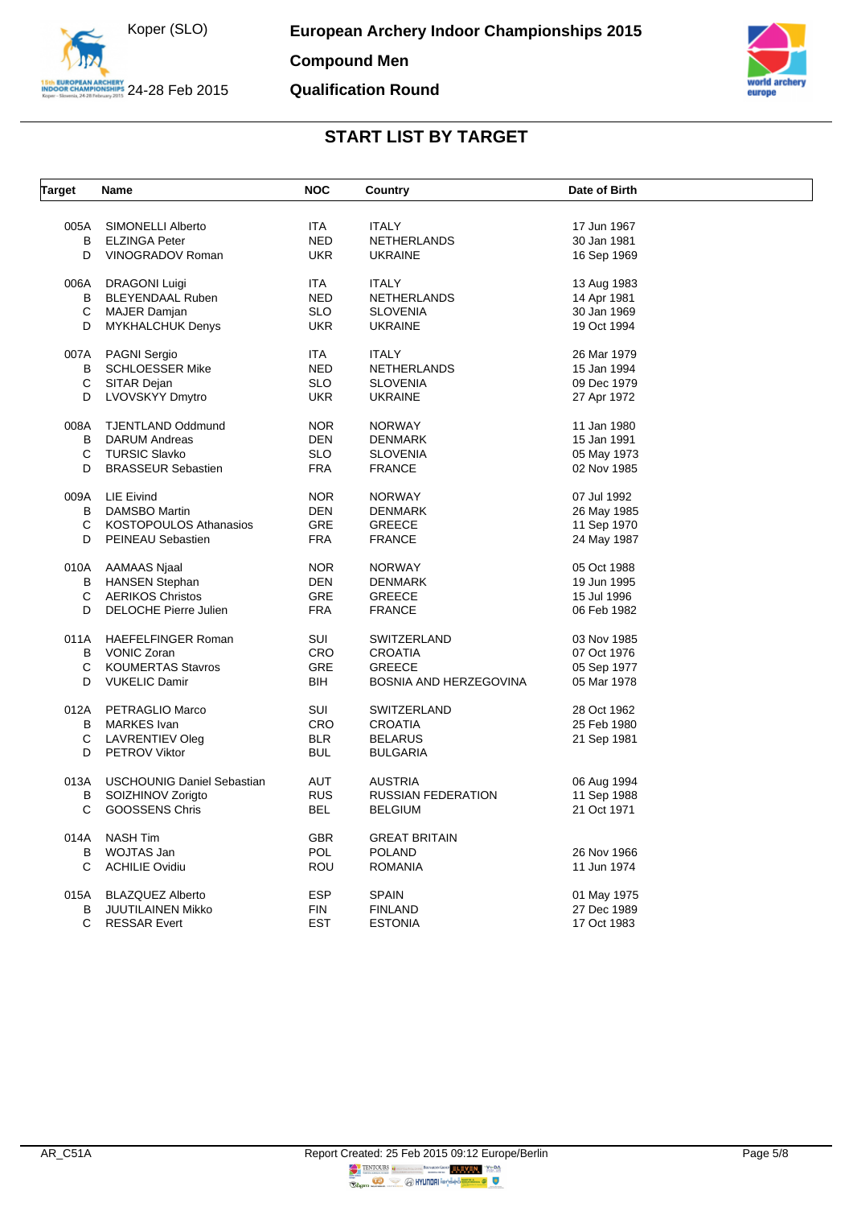# European Archery Indoor Championships 2015

Koper (SLO)
24-28 Feb 2015

**Compound Men**

**Qualification Round**

## START LIST BY TARGET

| Target | Name | NOC | Country | Date of Birth |
|---|---|---|---|---|
| 005A | SIMONELLI Alberto | ITA | ITALY | 17 Jun 1967 |
| B | ELZINGA Peter | NED | NETHERLANDS | 30 Jan 1981 |
| D | VINOGRADOV Roman | UKR | UKRAINE | 16 Sep 1969 |
| 006A | DRAGONI Luigi | ITA | ITALY | 13 Aug 1983 |
| B | BLEYENDAAL Ruben | NED | NETHERLANDS | 14 Apr 1981 |
| C | MAJER Damjan | SLO | SLOVENIA | 30 Jan 1969 |
| D | MYKHALCHUK Denys | UKR | UKRAINE | 19 Oct 1994 |
| 007A | PAGNI Sergio | ITA | ITALY | 26 Mar 1979 |
| B | SCHLOESSER Mike | NED | NETHERLANDS | 15 Jan 1994 |
| C | SITAR Dejan | SLO | SLOVENIA | 09 Dec 1979 |
| D | LVOVSKYY Dmytro | UKR | UKRAINE | 27 Apr 1972 |
| 008A | TJENTLAND Oddmund | NOR | NORWAY | 11 Jan 1980 |
| B | DARUM Andreas | DEN | DENMARK | 15 Jan 1991 |
| C | TURSIC Slavko | SLO | SLOVENIA | 05 May 1973 |
| D | BRASSEUR Sebastien | FRA | FRANCE | 02 Nov 1985 |
| 009A | LIE Eivind | NOR | NORWAY | 07 Jul 1992 |
| B | DAMSBO Martin | DEN | DENMARK | 26 May 1985 |
| C | KOSTOPOULOS Athanasios | GRE | GREECE | 11 Sep 1970 |
| D | PEINEAU Sebastien | FRA | FRANCE | 24 May 1987 |
| 010A | AAMAAS Njaal | NOR | NORWAY | 05 Oct 1988 |
| B | HANSEN Stephan | DEN | DENMARK | 19 Jun 1995 |
| C | AERIKOS Christos | GRE | GREECE | 15 Jul 1996 |
| D | DELOCHE Pierre Julien | FRA | FRANCE | 06 Feb 1982 |
| 011A | HAEFELFINGER Roman | SUI | SWITZERLAND | 03 Nov 1985 |
| B | VONIC Zoran | CRO | CROATIA | 07 Oct 1976 |
| C | KOUMERTAS Stavros | GRE | GREECE | 05 Sep 1977 |
| D | VUKELIC Damir | BIH | BOSNIA AND HERZEGOVINA | 05 Mar 1978 |
| 012A | PETRAGLIO Marco | SUI | SWITZERLAND | 28 Oct 1962 |
| B | MARKES Ivan | CRO | CROATIA | 25 Feb 1980 |
| C | LAVRENTIEV Oleg | BLR | BELARUS | 21 Sep 1981 |
| D | PETROV Viktor | BUL | BULGARIA | |
| 013A | USCHOUNIG Daniel Sebastian | AUT | AUSTRIA | 06 Aug 1994 |
| B | SOIZHINOV Zorigto | RUS | RUSSIAN FEDERATION | 11 Sep 1988 |
| C | GOOSSENS Chris | BEL | BELGIUM | 21 Oct 1971 |
| 014A | NASH Tim | GBR | GREAT BRITAIN | |
| B | WOJTAS Jan | POL | POLAND | 26 Nov 1966 |
| C | ACHILIE Ovidiu | ROU | ROMANIA | 11 Jun 1974 |
| 015A | BLAZQUEZ Alberto | ESP | SPAIN | 01 May 1975 |
| B | JUUTILAINEN Mikko | FIN | FINLAND | 27 Dec 1989 |
| C | RESSAR Evert | EST | ESTONIA | 17 Oct 1983 |

AR_C51A — Report Created: 25 Feb 2015 09:12 Europe/Berlin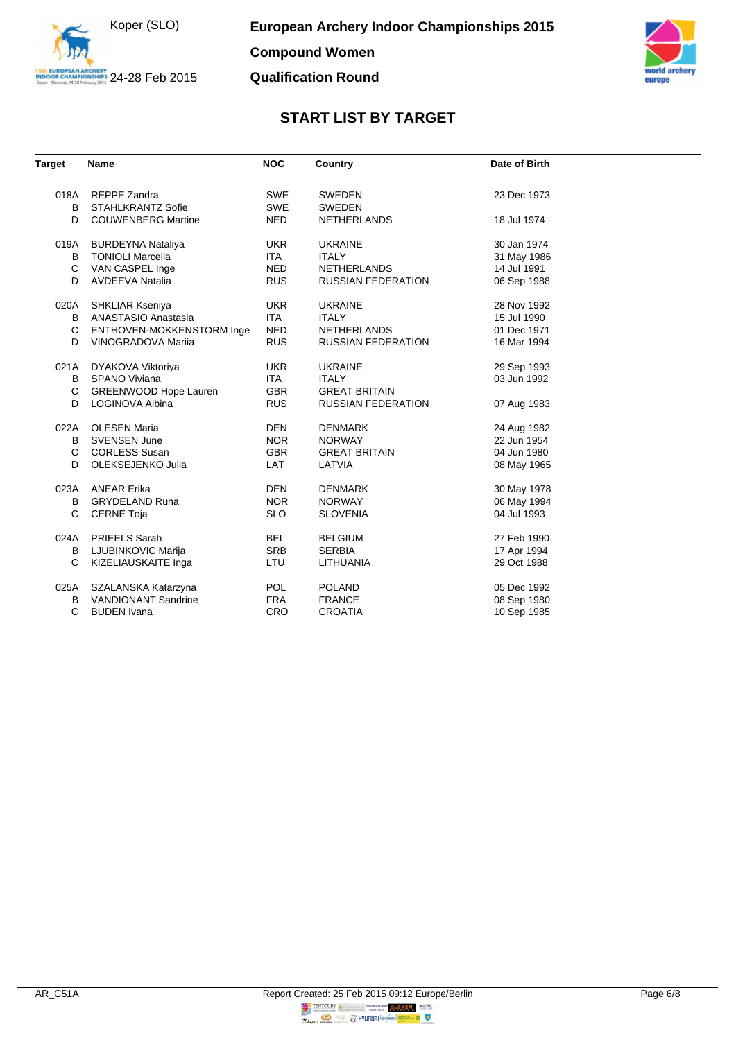# European Archery Indoor Championships 2015

**Compound Women**

**Qualification Round**

Koper (SLO)

24-28 Feb 2015

## START LIST BY TARGET

| Target | Name | NOC | Country | Date of Birth |
|---|---|---|---|---|
| 018A | REPPE Zandra | SWE | SWEDEN | 23 Dec 1973 |
| B | STAHLKRANTZ Sofie | SWE | SWEDEN | |
| D | COUWENBERG Martine | NED | NETHERLANDS | 18 Jul 1974 |
| 019A | BURDEYNA Nataliya | UKR | UKRAINE | 30 Jan 1974 |
| B | TONIOLI Marcella | ITA | ITALY | 31 May 1986 |
| C | VAN CASPEL Inge | NED | NETHERLANDS | 14 Jul 1991 |
| D | AVDEEVA Natalia | RUS | RUSSIAN FEDERATION | 06 Sep 1988 |
| 020A | SHKLIAR Kseniya | UKR | UKRAINE | 28 Nov 1992 |
| B | ANASTASIO Anastasia | ITA | ITALY | 15 Jul 1990 |
| C | ENTHOVEN-MOKKENSTORM Inge | NED | NETHERLANDS | 01 Dec 1971 |
| D | VINOGRADOVA Mariia | RUS | RUSSIAN FEDERATION | 16 Mar 1994 |
| 021A | DYAKOVA Viktoriya | UKR | UKRAINE | 29 Sep 1993 |
| B | SPANO Viviana | ITA | ITALY | 03 Jun 1992 |
| C | GREENWOOD Hope Lauren | GBR | GREAT BRITAIN | |
| D | LOGINOVA Albina | RUS | RUSSIAN FEDERATION | 07 Aug 1983 |
| 022A | OLESEN Maria | DEN | DENMARK | 24 Aug 1982 |
| B | SVENSEN June | NOR | NORWAY | 22 Jun 1954 |
| C | CORLESS Susan | GBR | GREAT BRITAIN | 04 Jun 1980 |
| D | OLEKSEJENKO Julia | LAT | LATVIA | 08 May 1965 |
| 023A | ANEAR Erika | DEN | DENMARK | 30 May 1978 |
| B | GRYDELAND Runa | NOR | NORWAY | 06 May 1994 |
| C | CERNE Toja | SLO | SLOVENIA | 04 Jul 1993 |
| 024A | PRIEELS Sarah | BEL | BELGIUM | 27 Feb 1990 |
| B | LJUBINKOVIC Marija | SRB | SERBIA | 17 Apr 1994 |
| C | KIZELIAUSKAITE Inga | LTU | LITHUANIA | 29 Oct 1988 |
| 025A | SZALANSKA Katarzyna | POL | POLAND | 05 Dec 1992 |
| B | VANDIONANT Sandrine | FRA | FRANCE | 08 Sep 1980 |
| C | BUDEN Ivana | CRO | CROATIA | 10 Sep 1985 |

AR_C51A

Report Created: 25 Feb 2015 09:12 Europe/Berlin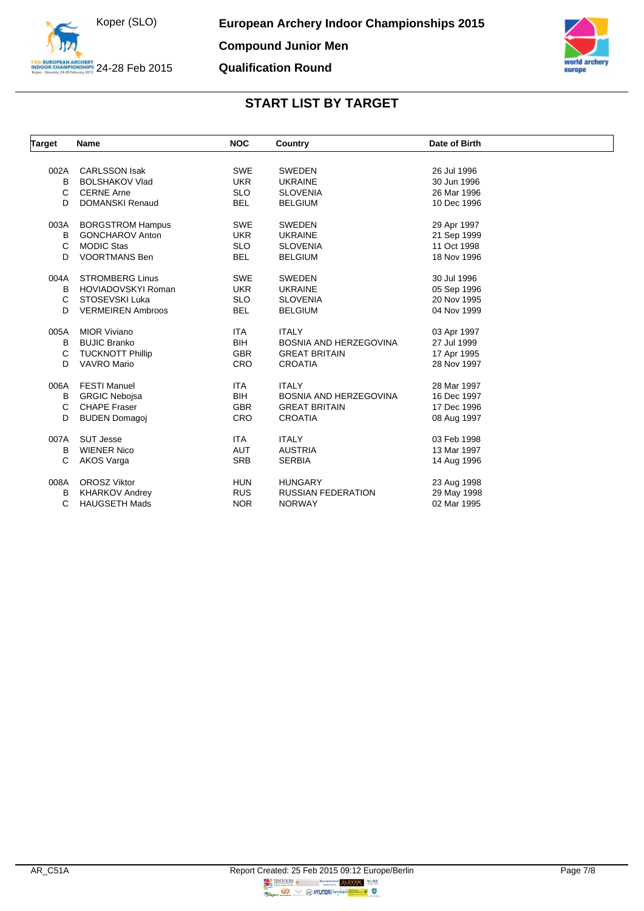# European Archery Indoor Championships 2015

Koper (SLO)

24-28 Feb 2015

## Compound Junior Men

## Qualification Round

## START LIST BY TARGET

| Target | Name | NOC | Country | Date of Birth |
|---|---|---|---|---|
| 002A | CARLSSON Isak | SWE | SWEDEN | 26 Jul 1996 |
| B | BOLSHAKOV Vlad | UKR | UKRAINE | 30 Jun 1996 |
| C | CERNE Arne | SLO | SLOVENIA | 26 Mar 1996 |
| D | DOMANSKI Renaud | BEL | BELGIUM | 10 Dec 1996 |
| 003A | BORGSTROM Hampus | SWE | SWEDEN | 29 Apr 1997 |
| B | GONCHAROV Anton | UKR | UKRAINE | 21 Sep 1999 |
| C | MODIC Stas | SLO | SLOVENIA | 11 Oct 1998 |
| D | VOORTMANS Ben | BEL | BELGIUM | 18 Nov 1996 |
| 004A | STROMBERG Linus | SWE | SWEDEN | 30 Jul 1996 |
| B | HOVIADOVSKYI Roman | UKR | UKRAINE | 05 Sep 1996 |
| C | STOSEVSKI Luka | SLO | SLOVENIA | 20 Nov 1995 |
| D | VERMEIREN Ambroos | BEL | BELGIUM | 04 Nov 1999 |
| 005A | MIOR Viviano | ITA | ITALY | 03 Apr 1997 |
| B | BUJIC Branko | BIH | BOSNIA AND HERZEGOVINA | 27 Jul 1999 |
| C | TUCKNOTT Phillip | GBR | GREAT BRITAIN | 17 Apr 1995 |
| D | VAVRO Mario | CRO | CROATIA | 28 Nov 1997 |
| 006A | FESTI Manuel | ITA | ITALY | 28 Mar 1997 |
| B | GRGIC Nebojsa | BIH | BOSNIA AND HERZEGOVINA | 16 Dec 1997 |
| C | CHAPE Fraser | GBR | GREAT BRITAIN | 17 Dec 1996 |
| D | BUDEN Domagoj | CRO | CROATIA | 08 Aug 1997 |
| 007A | SUT Jesse | ITA | ITALY | 03 Feb 1998 |
| B | WIENER Nico | AUT | AUSTRIA | 13 Mar 1997 |
| C | AKOS Varga | SRB | SERBIA | 14 Aug 1996 |
| 008A | OROSZ Viktor | HUN | HUNGARY | 23 Aug 1998 |
| B | KHARKOV Andrey | RUS | RUSSIAN FEDERATION | 29 May 1998 |
| C | HAUGSETH Mads | NOR | NORWAY | 02 Mar 1995 |

AR_C51A

Report Created: 25 Feb 2015 09:12 Europe/Berlin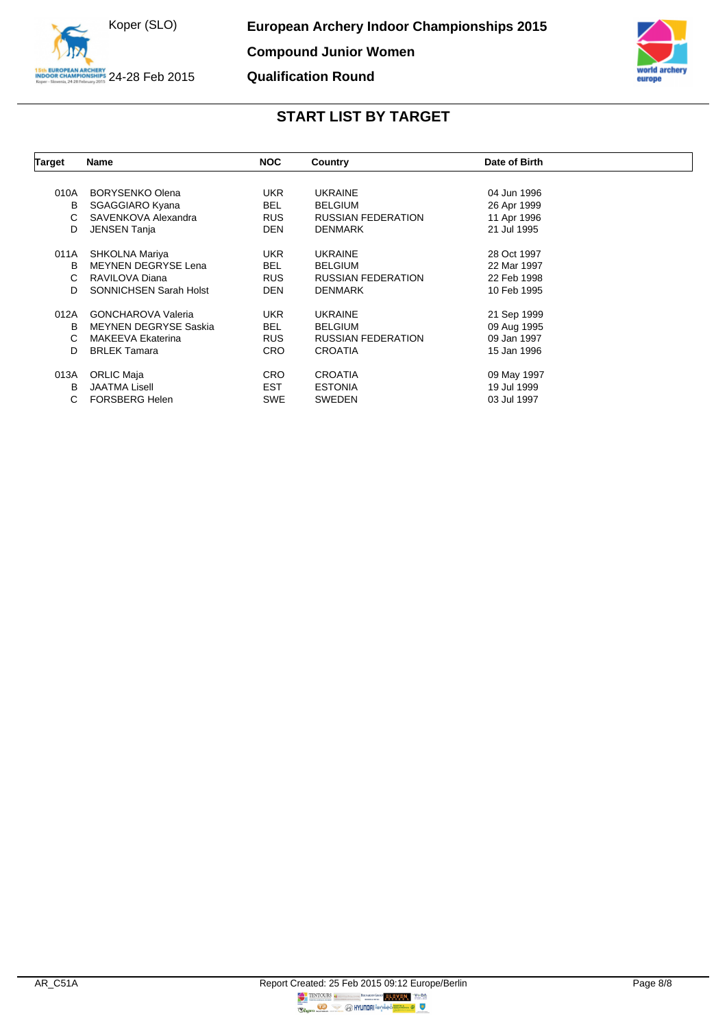# European Archery Indoor Championships 2015

## Compound Junior Women

## Qualification Round

Koper (SLO)

24-28 Feb 2015

### START LIST BY TARGET

| Target | Name | NOC | Country | Date of Birth |
|---|---|---|---|---|
| 010A | BORYSENKO Olena | UKR | UKRAINE | 04 Jun 1996 |
| B | SGAGGIARO Kyana | BEL | BELGIUM | 26 Apr 1999 |
| C | SAVENKOVA Alexandra | RUS | RUSSIAN FEDERATION | 11 Apr 1996 |
| D | JENSEN Tanja | DEN | DENMARK | 21 Jul 1995 |
| 011A | SHKOLNA Mariya | UKR | UKRAINE | 28 Oct 1997 |
| B | MEYNEN DEGRYSE Lena | BEL | BELGIUM | 22 Mar 1997 |
| C | RAVILOVA Diana | RUS | RUSSIAN FEDERATION | 22 Feb 1998 |
| D | SONNICHSEN Sarah Holst | DEN | DENMARK | 10 Feb 1995 |
| 012A | GONCHAROVA Valeria | UKR | UKRAINE | 21 Sep 1999 |
| B | MEYNEN DEGRYSE Saskia | BEL | BELGIUM | 09 Aug 1995 |
| C | MAKEEVA Ekaterina | RUS | RUSSIAN FEDERATION | 09 Jan 1997 |
| D | BRLEK Tamara | CRO | CROATIA | 15 Jan 1996 |
| 013A | ORLIC Maja | CRO | CROATIA | 09 May 1997 |
| B | JAATMA Lisell | EST | ESTONIA | 19 Jul 1999 |
| C | FORSBERG Helen | SWE | SWEDEN | 03 Jul 1997 |

AR_C51A

Report Created: 25 Feb 2015 09:12 Europe/Berlin